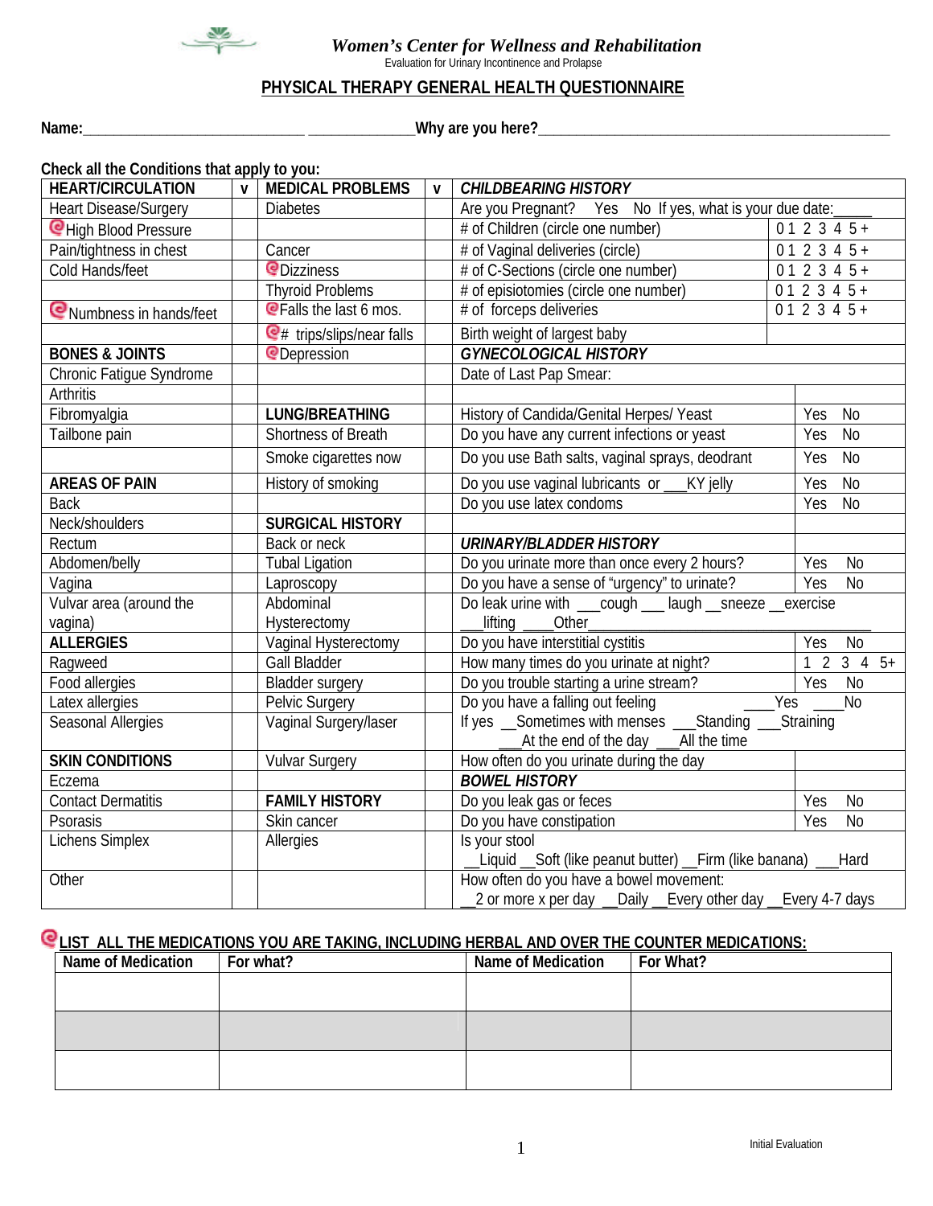*Women's Center for Wellness and Rehabilitation*
Evaluation for Urinary Incontinence and Prolapse

## PHYSICAL THERAPY GENERAL HEALTH QUESTIONNAIRE

**Name:**_____________________________ ______________ **Why are you here?**_____________________________________________

**Check all the Conditions that apply to you:**

| HEART/CIRCULATION | v | MEDICAL PROBLEMS | v | *CHILDBEARING HISTORY* | |
|---|---|---|---|---|---|
| Heart Disease/Surgery | | Diabetes | | Are you Pregnant? Yes No If yes, what is your due date:_____ | |
| High Blood Pressure | | | | # of Children (circle one number) | 0 1 2 3 4 5 + |
| Pain/tightness in chest | | Cancer | | # of Vaginal deliveries (circle) | 0 1 2 3 4 5 + |
| Cold Hands/feet | | Dizziness | | # of C-Sections (circle one number) | 0 1 2 3 4 5 + |
| | | Thyroid Problems | | # of episiotomies (circle one number) | 0 1 2 3 4 5 + |
| Numbness in hands/feet | | Falls the last 6 mos. | | # of forceps deliveries | 0 1 2 3 4 5 + |
| | | # trips/slips/near falls | | Birth weight of largest baby | |
| **BONES & JOINTS** | | Depression | | *GYNECOLOGICAL HISTORY* | |
| Chronic Fatigue Syndrome | | | | Date of Last Pap Smear: | |
| Arthritis | | | | | |
| Fibromyalgia | | **LUNG/BREATHING** | | History of Candida/Genital Herpes/ Yeast | Yes No |
| Tailbone pain | | Shortness of Breath | | Do you have any current infections or yeast | Yes No |
| | | Smoke cigarettes now | | Do you use Bath salts, vaginal sprays, deodrant | Yes No |
| **AREAS OF PAIN** | | History of smoking | | Do you use vaginal lubricants or ___KY jelly | Yes No |
| Back | | | | Do you use latex condoms | Yes No |
| Neck/shoulders | | **SURGICAL HISTORY** | | | |
| Rectum | | Back or neck | | *URINARY/BLADDER HISTORY* | |
| Abdomen/belly | | Tubal Ligation | | Do you urinate more than once every 2 hours? | Yes No |
| Vagina | | Laproscopy | | Do you have a sense of "urgency" to urinate? | Yes No |
| Vulvar area (around the vagina) | | Abdominal Hysterectomy | | Do leak urine with ___cough ___ laugh __sneeze __exercise ___lifting ____Other_____________________ | |
| **ALLERGIES** | | Vaginal Hysterectomy | | Do you have interstitial cystitis | Yes No |
| Ragweed | | Gall Bladder | | How many times do you urinate at night? | 1 2 3 4 5+ |
| Food allergies | | Bladder surgery | | Do you trouble starting a urine stream? | Yes No |
| Latex allergies | | Pelvic Surgery | | Do you have a falling out feeling ____Yes ____No | |
| Seasonal Allergies | | Vaginal Surgery/laser | | If yes __Sometimes with menses ___Standing ___Straining ___At the end of the day ___All the time | |
| **SKIN CONDITIONS** | | Vulvar Surgery | | How often do you urinate during the day | |
| Eczema | | | | *BOWEL HISTORY* | |
| Contact Dermatitis | | **FAMILY HISTORY** | | Do you leak gas or feces | Yes No |
| Psorasis | | Skin cancer | | Do you have constipation | Yes No |
| Lichens Simplex | | Allergies | | Is your stool __Liquid __Soft (like peanut butter) __Firm (like banana) ___Hard | |
| Other | | | | How often do you have a bowel movement: __2 or more x per day __Daily __Every other day __Every 4-7 days | |

**LIST ALL THE MEDICATIONS YOU ARE TAKING, INCLUDING HERBAL AND OVER THE COUNTER MEDICATIONS:**

| Name of Medication | For what? | Name of Medication | For What? |
|---|---|---|---|
| | | | |
| | | | |
| | | | |

Initial Evaluation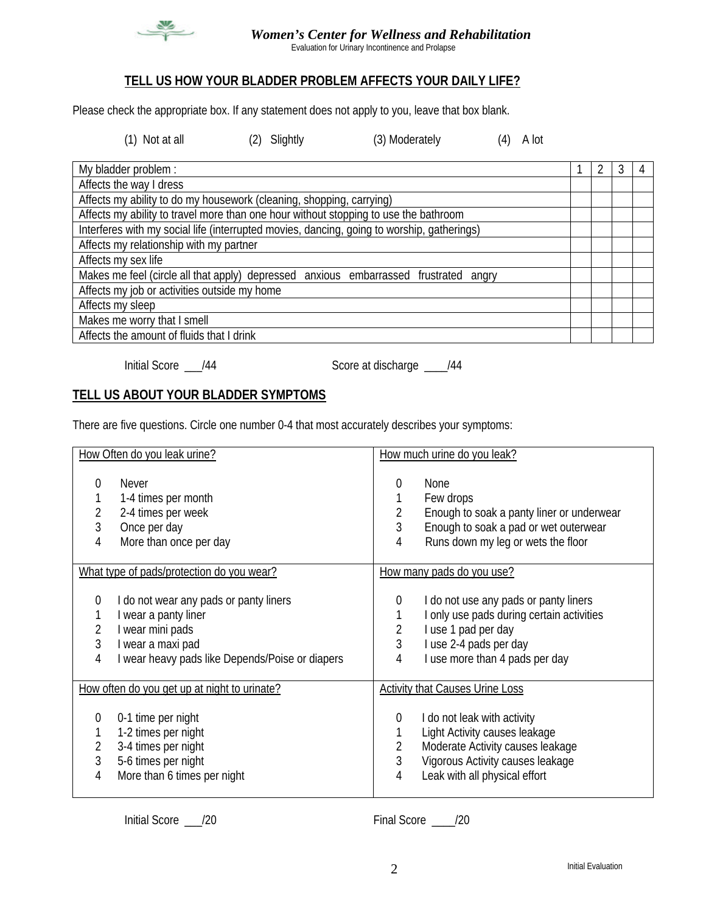*Women's Center for Wellness and Rehabilitation*

Evaluation for Urinary Incontinence and Prolapse

## TELL US HOW YOUR BLADDER PROBLEM AFFECTS YOUR DAILY LIFE?

Please check the appropriate box. If any statement does not apply to you, leave that box blank.

(1) Not at all (2) Slightly (3) Moderately (4) A lot

| My bladder problem : | 1 | 2 | 3 | 4 |
|---|---|---|---|---|
| Affects the way I dress | | | | |
| Affects my ability to do my housework (cleaning, shopping, carrying) | | | | |
| Affects my ability to travel more than one hour without stopping to use the bathroom | | | | |
| Interferes with my social life (interrupted movies, dancing, going to worship, gatherings) | | | | |
| Affects my relationship with my partner | | | | |
| Affects my sex life | | | | |
| Makes me feel (circle all that apply) depressed anxious embarrassed frustrated angry | | | | |
| Affects my job or activities outside my home | | | | |
| Affects my sleep | | | | |
| Makes me worry that I smell | | | | |
| Affects the amount of fluids that I drink | | | | |

Initial Score ___/44 Score at discharge ____/44

## TELL US ABOUT YOUR BLADDER SYMPTOMS

There are five questions. Circle one number 0-4 that most accurately describes your symptoms:

| How Often do you leak urine? | How much urine do you leak? |
|---|---|
| 0 Never<br>1 1-4 times per month<br>2 2-4 times per week<br>3 Once per day<br>4 More than once per day | 0 None<br>1 Few drops<br>2 Enough to soak a panty liner or underwear<br>3 Enough to soak a pad or wet outerwear<br>4 Runs down my leg or wets the floor |
| **What type of pads/protection do you wear?** | **How many pads do you use?** |
| 0 I do not wear any pads or panty liners<br>1 I wear a panty liner<br>2 I wear mini pads<br>3 I wear a maxi pad<br>4 I wear heavy pads like Depends/Poise or diapers | 0 I do not use any pads or panty liners<br>1 I only use pads during certain activities<br>2 I use 1 pad per day<br>3 I use 2-4 pads per day<br>4 I use more than 4 pads per day |
| **How often do you get up at night to urinate?** | **Activity that Causes Urine Loss** |
| 0 0-1 time per night<br>1 1-2 times per night<br>2 3-4 times per night<br>3 5-6 times per night<br>4 More than 6 times per night | 0 I do not leak with activity<br>1 Light Activity causes leakage<br>2 Moderate Activity causes leakage<br>3 Vigorous Activity causes leakage<br>4 Leak with all physical effort |

Initial Score ___/20 Final Score ____/20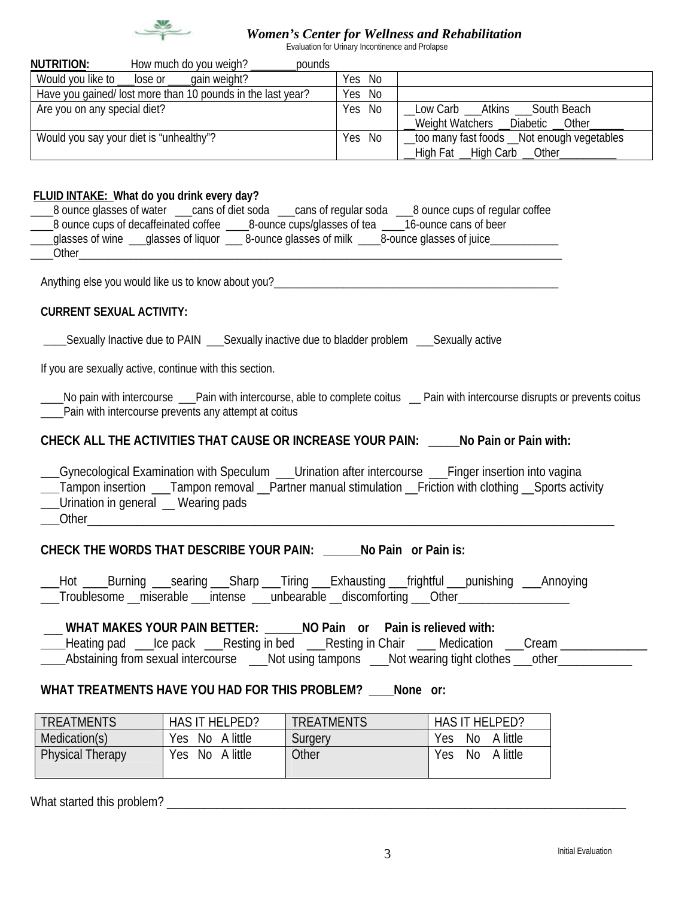*Women's Center for Wellness and Rehabilitation*

Evaluation for Urinary Incontinence and Prolapse

**NUTRITION:** How much do you weigh? ________pounds

| | | |
|---|---|---|
| Would you like to ___lose or ____gain weight? | Yes No | |
| Have you gained/ lost more than 10 pounds in the last year? | Yes No | |
| Are you on any special diet? | Yes No | __Low Carb ___Atkins ___South Beach __Weight Watchers __Diabetic __Other______ |
| Would you say your diet is "unhealthy"? | Yes No | __too many fast foods __Not enough vegetables __High Fat __High Carb __Other__________ |

**FLUID INTAKE: What do you drink every day?**

____8 ounce glasses of water ___cans of diet soda ___cans of regular soda ___8 ounce cups of regular coffee
____8 ounce cups of decaffeinated coffee ____8-ounce cups/glasses of tea ____16-ounce cans of beer
____glasses of wine ___glasses of liquor ___ 8-ounce glasses of milk ____8-ounce glasses of juice___________
____Other_______________________________________________________________________________

Anything else you would like us to know about you?_____________________________________________

**CURRENT SEXUAL ACTIVITY:**

____Sexually Inactive due to PAIN ___Sexually inactive due to bladder problem ___Sexually active

If you are sexually active, continue with this section.

____No pain with intercourse ___Pain with intercourse, able to complete coitus __ Pain with intercourse disrupts or prevents coitus
____Pain with intercourse prevents any attempt at coitus

**CHECK ALL THE ACTIVITIES THAT CAUSE OR INCREASE YOUR PAIN: _____No Pain or Pain with:**

___Gynecological Examination with Speculum ___Urination after intercourse ___Finger insertion into vagina
___Tampon insertion ___Tampon removal __Partner manual stimulation __Friction with clothing __Sports activity
___Urination in general __ Wearing pads
___Other_______________________________________________________________________________

**CHECK THE WORDS THAT DESCRIBE YOUR PAIN: ______No Pain or Pain is:**

___Hot ____Burning ___searing ___Sharp ___Tiring ___Exhausting ___frightful ___punishing ___Annoying
___Troublesome __miserable ___intense ___unbearable __discomforting ___Other_________________

**___ WHAT MAKES YOUR PAIN BETTER: ______NO Pain or Pain is relieved with:**

____Heating pad ___Ice pack ___Resting in bed ___Resting in Chair ___ Medication ___Cream ______________
____Abstaining from sexual intercourse ___Not using tampons ___Not wearing tight clothes ___other____________

**WHAT TREATMENTS HAVE YOU HAD FOR THIS PROBLEM? ____None or:**

| TREATMENTS | HAS IT HELPED? | TREATMENTS | HAS IT HELPED? |
|---|---|---|---|
| Medication(s) | Yes No A little | Surgery | Yes No A little |
| Physical Therapy | Yes No A little | Other | Yes No A little |

What started this problem? ______________________________________________________________